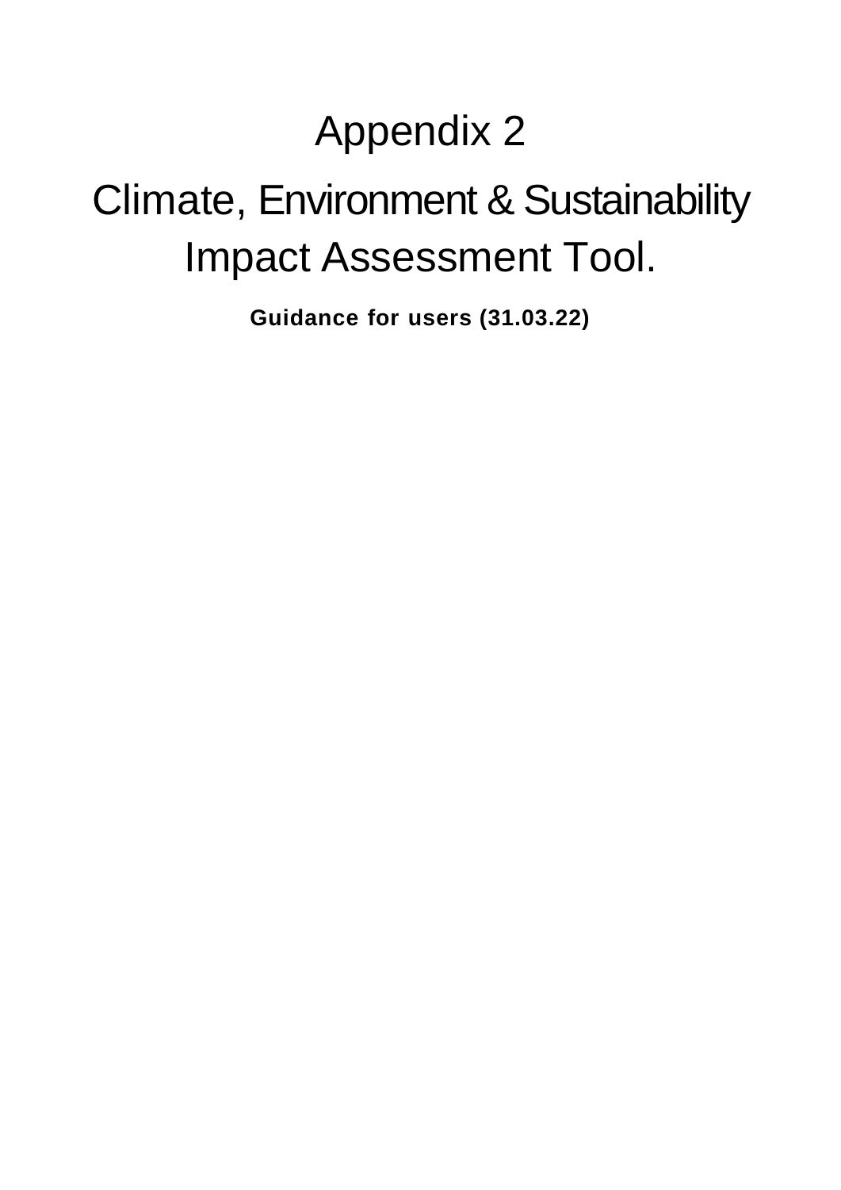# Appendix 2

# Climate, Environment & Sustainability Impact Assessment Tool.

**Guidance for users (31.03.22)**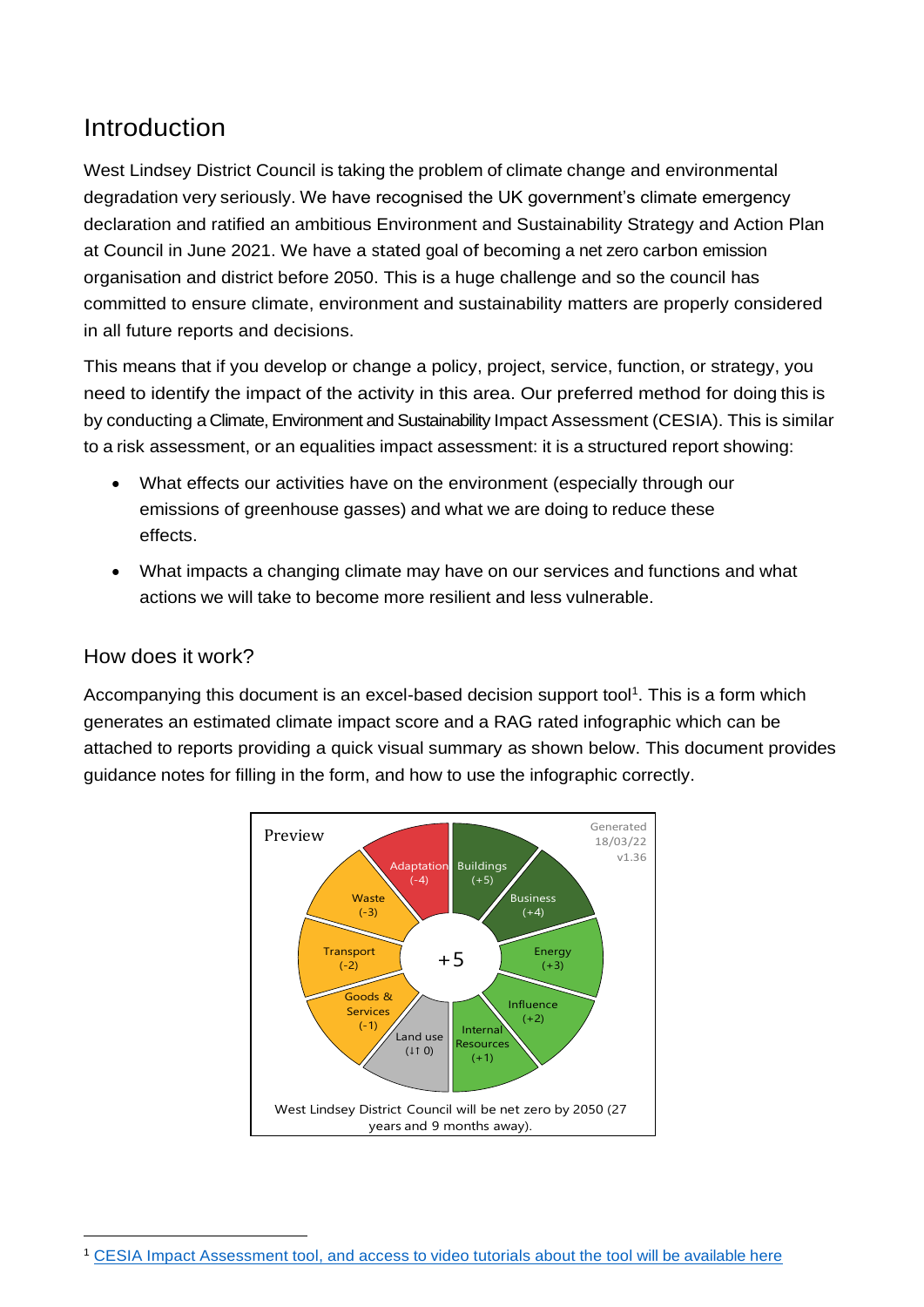## Introduction

West Lindsey District Council is taking the problem of climate change and environmental degradation very seriously. We have recognised the UK government's climate emergency declaration and ratified an ambitious Environment and Sustainability Strategy and Action Plan at Council in June 2021. We have a stated goal of becoming a net zero carbon emission organisation and district before 2050. This is a huge challenge and so the council has committed to ensure climate, environment and sustainability matters are properly considered in all future reports and decisions.

This means that if you develop or change a policy, project, service, function, or strategy, you need to identify the impact of the activity in this area. Our preferred method for doing this is by conducting a Climate, Environment and Sustainability Impact Assessment (CESIA). This is similar to a risk assessment, or an equalities impact assessment: it is a structured report showing:

- What effects our activities have on the environment (especially through our emissions of greenhouse gasses) and what we are doing to reduce these effects.
- What impacts a changing climate may have on our services and functions and what actions we will take to become more resilient and less vulnerable.

### How does it work?

Accompanying this document is an excel-based decision support tool[1]. This is a form which generates an estimated climate impact score and a RAG rated infographic which can be attached to reports providing a quick visual summary as shown below. This document provides guidance notes for filling in the form, and how to use the infographic correctly.

Preview

Generated 18/03/22 v1.36

+5

Buildings (+5), Business (+4), Energy (+3), Influence (+2), Internal Resources (+1), Land use (↓↑ 0), Goods & Services (-1), Transport (-2), Waste (-3), Adaptation (-4)

West Lindsey District Council will be net zero by 2050 (27 years and 9 months away).

[1] CESIA Impact Assessment tool, and access to video tutorials about the tool will be available here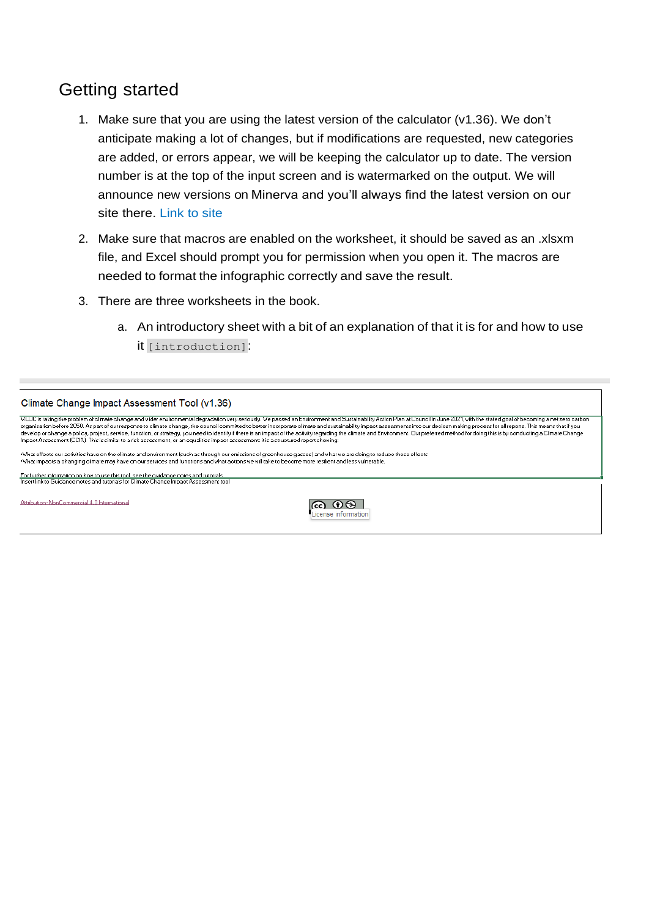## Getting started

1. Make sure that you are using the latest version of the calculator (v1.36). We don't anticipate making a lot of changes, but if modifications are requested, new categories are added, or errors appear, we will be keeping the calculator up to date. The version number is at the top of the input screen and is watermarked on the output. We will announce new versions on Minerva and you'll always find the latest version on our site there. Link to site

2. Make sure that macros are enabled on the worksheet, it should be saved as an .xlsxm file, and Excel should prompt you for permission when you open it. The macros are needed to format the infographic correctly and save the result.

3. There are three worksheets in the book.

   a. An introductory sheet with a bit of an explanation of that it is for and how to use it `[introduction]`:

Climate Change Impact Assessment Tool (v1.36)

WLDC is taking the problem of climate change and wider environmental degradation very seriously. We passed an Environment and Sustainability Action Plan at Council in June 2021, with the stated goal of becoming a net zero carbon organisation before 2050. As part of our response to climate change, the council committed to better incorporate climate and sustainability impact assessments into our decision making process for all reports. This means that if you develop or change a policy, project, service, function, or strategy, you need to identify if there is an impact of the activity regarding the climate and Environment. Our preferred method for doing this is by conducting a Climate Change Impact Assessment (CCIA). This is similar to a risk assessment, or an equalities impact assessment: it is a structured report showing:

•What effects our activities have on the climate and environment (such as through our emissions of greenhouse gasses) and what we are doing to reduce these effects
•What impacts a changing climate may have on our services and functions and what actions we will take to become more resilient and less vulnerable.

For further information on how to use this tool, see the guidance notes and tutorials
Insert link to Guidance notes and tutorials for Climate Change Impact Assessment tool

Attribution-NonCommercial 4.0 International

License information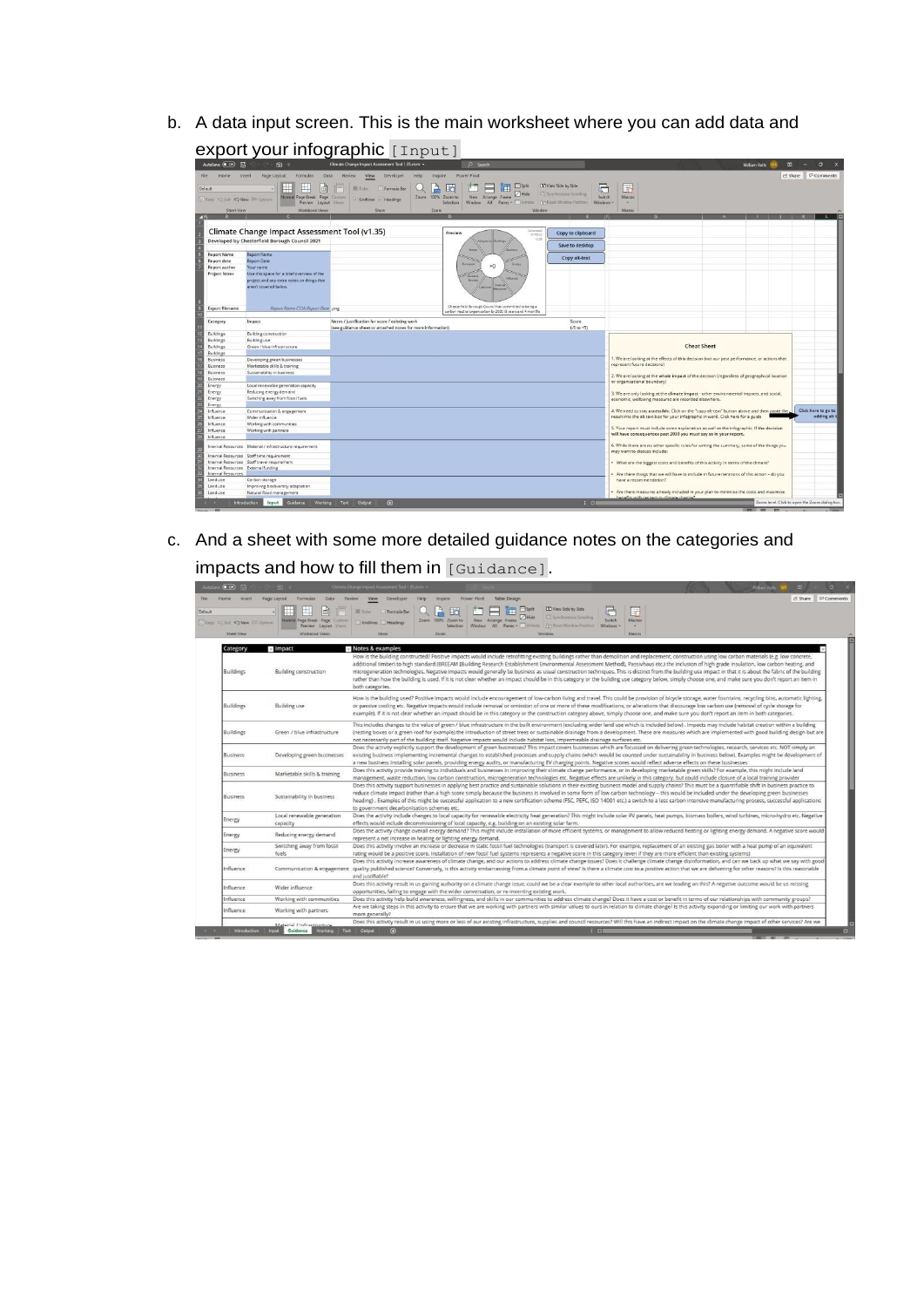b. A data input screen. This is the main worksheet where you can add data and export your infographic [Input]

c. And a sheet with some more detailed guidance notes on the categories and impacts and how to fill them in [Guidance].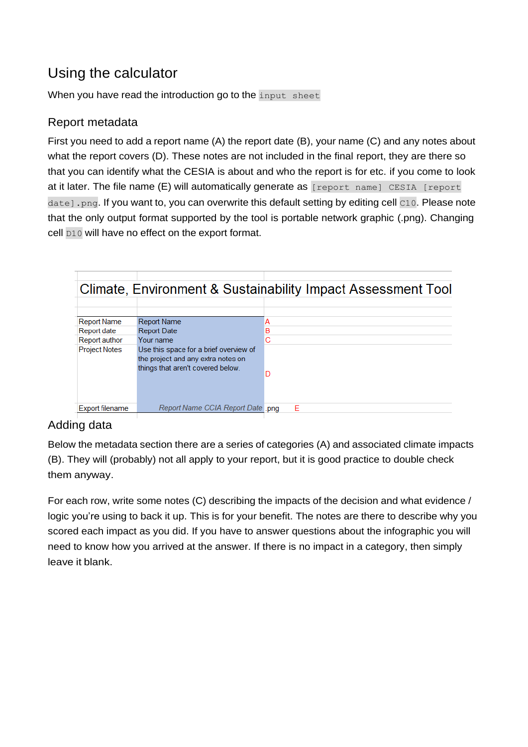## Using the calculator

When you have read the introduction go to the `input sheet`

### Report metadata

First you need to add a report name (A) the report date (B), your name (C) and any notes about what the report covers (D). These notes are not included in the final report, they are there so that you can identify what the CESIA is about and who the report is for etc. if you come to look at it later. The file name (E) will automatically generate as `[report name] CESIA [report date].png`. If you want to, you can overwrite this default setting by editing cell `C10`. Please note that the only output format supported by the tool is portable network graphic (.png). Changing cell `D10` will have no effect on the export format.

| Climate, Environment & Sustainability Impact Assessment Tool | | | |
|---|---|---|---|
| Report Name | Report Name | A | |
| Report date | Report Date | B | |
| Report author | Your name | C | |
| Project Notes | Use this space for a brief overview of the project and any extra notes on things that aren't covered below. | D | |
| Export filename | *Report Name CCIA Report Date* | .png | E |

### Adding data

Below the metadata section there are a series of categories (A) and associated climate impacts (B). They will (probably) not all apply to your report, but it is good practice to double check them anyway.

For each row, write some notes (C) describing the impacts of the decision and what evidence / logic you're using to back it up. This is for your benefit. The notes are there to describe why you scored each impact as you did. If you have to answer questions about the infographic you will need to know how you arrived at the answer. If there is no impact in a category, then simply leave it blank.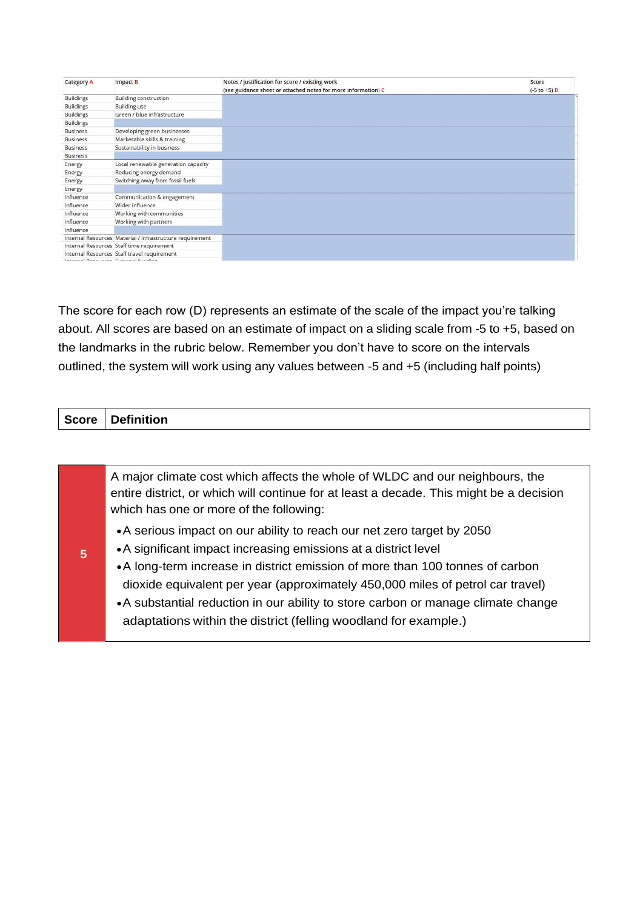| Category A | Impact B | Notes / justification for score / existing work (see guidance sheet or attached notes for more information) C | Score (-5 to +5) D |
|---|---|---|---|
| Buildings | Building construction | | |
| Buildings | Building use | | |
| Buildings | Green / blue infrastructure | | |
| Buildings | | | |
| Business | Developing green businesses | | |
| Business | Marketable skills & training | | |
| Business | Sustainability in business | | |
| Business | | | |
| Energy | Local renewable generation capacity | | |
| Energy | Reducing energy demand | | |
| Energy | Switching away from fossil fuels | | |
| Energy | | | |
| Influence | Communication & engagement | | |
| Influence | Wider influence | | |
| Influence | Working with communities | | |
| Influence | Working with partners | | |
| Influence | | | |
| Internal Resources | Material / infrastructure requirement | | |
| Internal Resources | Staff time requirement | | |
| Internal Resources | Staff travel requirement | | |
| Internal Resources | External funding | | |

The score for each row (D) represents an estimate of the scale of the impact you're talking about. All scores are based on an estimate of impact on a sliding scale from -5 to +5, based on the landmarks in the rubric below. Remember you don't have to score on the intervals outlined, the system will work using any values between -5 and +5 (including half points)

| Score | Definition |
|---|---|
| 5 | A major climate cost which affects the whole of WLDC and our neighbours, the entire district, or which will continue for at least a decade. This might be a decision which has one or more of the following:<br>• A serious impact on our ability to reach our net zero target by 2050<br>• A significant impact increasing emissions at a district level<br>• A long-term increase in district emission of more than 100 tonnes of carbon dioxide equivalent per year (approximately 450,000 miles of petrol car travel)<br>• A substantial reduction in our ability to store carbon or manage climate change adaptations within the district (felling woodland for example.) |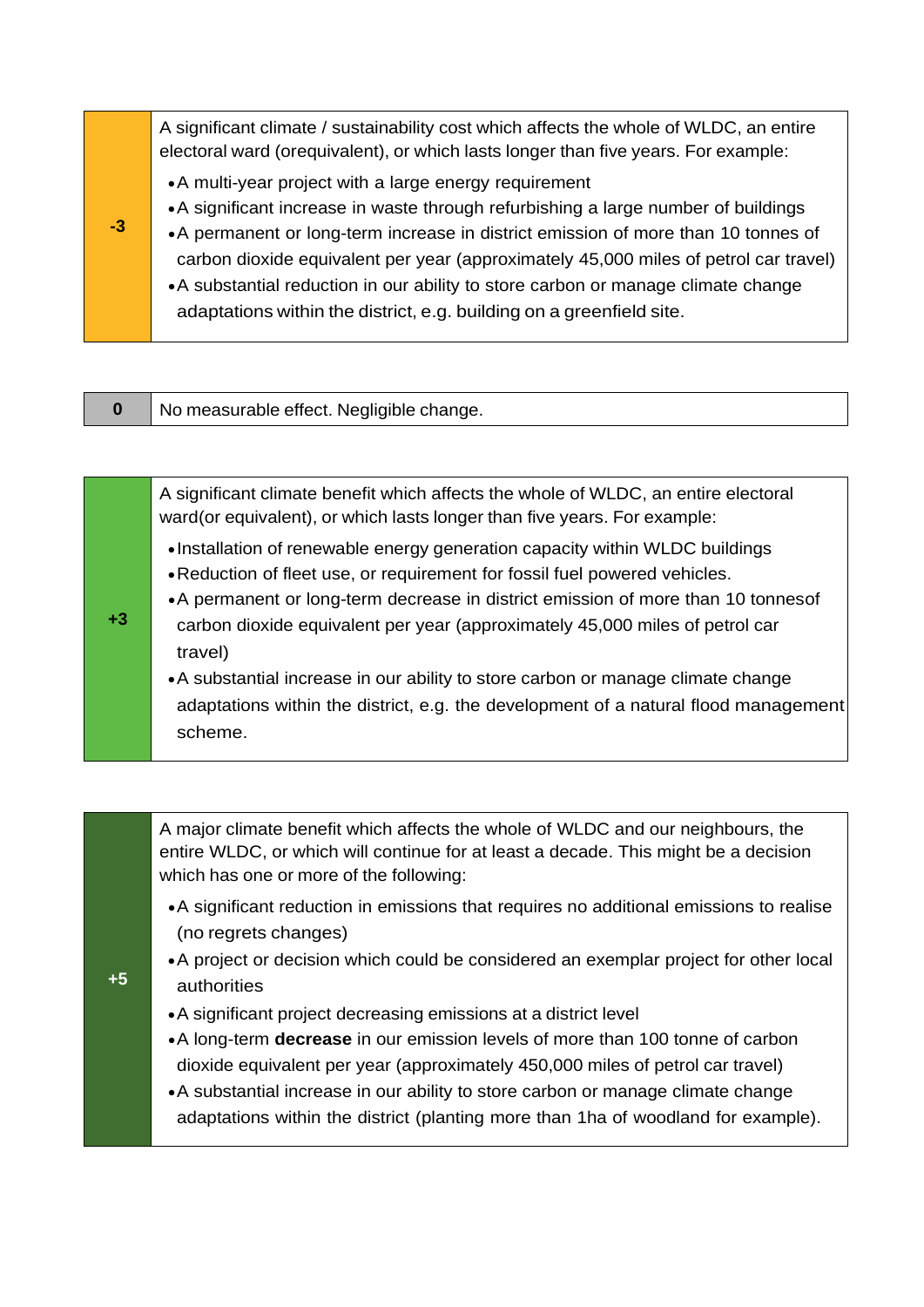| -3 | A significant climate / sustainability cost which affects the whole of WLDC, an entire electoral ward (orequivalent), or which lasts longer than five years. For example:<br>• A multi-year project with a large energy requirement<br>• A significant increase in waste through refurbishing a large number of buildings<br>• A permanent or long-term increase in district emission of more than 10 tonnes of carbon dioxide equivalent per year (approximately 45,000 miles of petrol car travel)<br>• A substantial reduction in our ability to store carbon or manage climate change adaptations within the district, e.g. building on a greenfield site. |
|---|---|

| 0 | No measurable effect. Negligible change. |
|---|---|

| +3 | A significant climate benefit which affects the whole of WLDC, an entire electoral ward(or equivalent), or which lasts longer than five years. For example:<br>• Installation of renewable energy generation capacity within WLDC buildings<br>• Reduction of fleet use, or requirement for fossil fuel powered vehicles.<br>• A permanent or long-term decrease in district emission of more than 10 tonnesof carbon dioxide equivalent per year (approximately 45,000 miles of petrol car travel)<br>• A substantial increase in our ability to store carbon or manage climate change adaptations within the district, e.g. the development of a natural flood management scheme. |
|---|---|

| +5 | A major climate benefit which affects the whole of WLDC and our neighbours, the entire WLDC, or which will continue for at least a decade. This might be a decision which has one or more of the following:<br>• A significant reduction in emissions that requires no additional emissions to realise (no regrets changes)<br>• A project or decision which could be considered an exemplar project for other local authorities<br>• A significant project decreasing emissions at a district level<br>• A long-term **decrease** in our emission levels of more than 100 tonne of carbon dioxide equivalent per year (approximately 450,000 miles of petrol car travel)<br>• A substantial increase in our ability to store carbon or manage climate change adaptations within the district (planting more than 1ha of woodland for example). |
|---|---|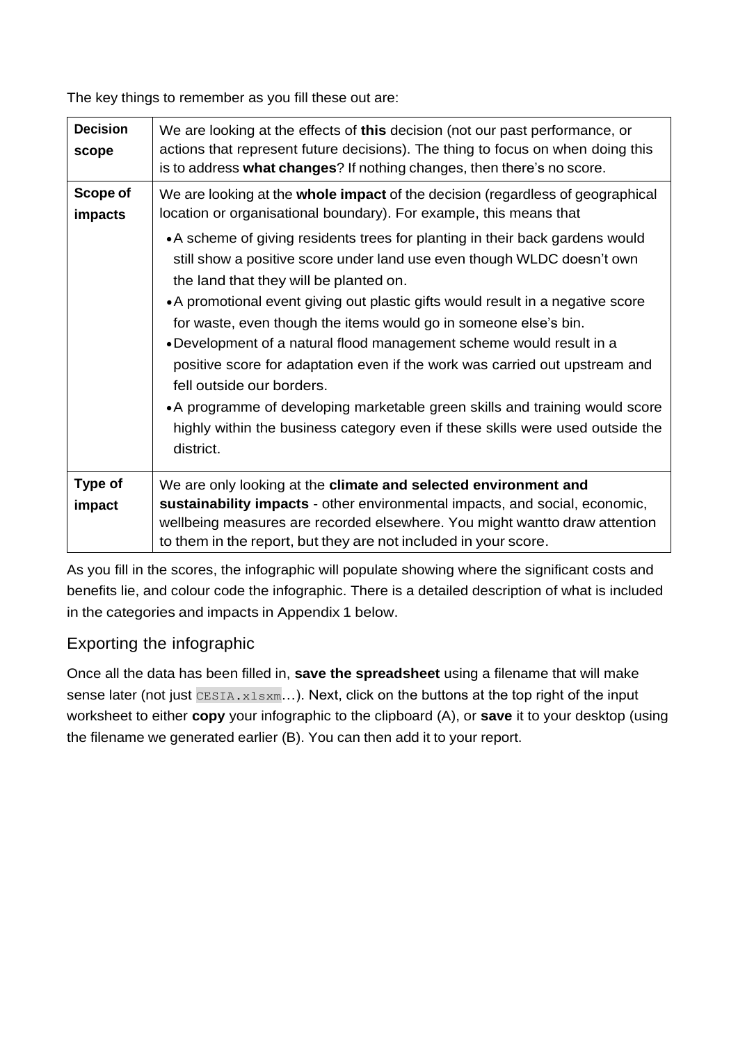The key things to remember as you fill these out are:

| | |
|---|---|
| **Decision scope** | We are looking at the effects of **this** decision (not our past performance, or actions that represent future decisions). The thing to focus on when doing this is to address **what changes**? If nothing changes, then there's no score. |
| **Scope of impacts** | We are looking at the **whole impact** of the decision (regardless of geographical location or organisational boundary). For example, this means that<br>• A scheme of giving residents trees for planting in their back gardens would still show a positive score under land use even though WLDC doesn't own the land that they will be planted on.<br>• A promotional event giving out plastic gifts would result in a negative score for waste, even though the items would go in someone else's bin.<br>• Development of a natural flood management scheme would result in a positive score for adaptation even if the work was carried out upstream and fell outside our borders.<br>• A programme of developing marketable green skills and training would score highly within the business category even if these skills were used outside the district. |
| **Type of impact** | We are only looking at the **climate and selected environment and sustainability impacts** - other environmental impacts, and social, economic, wellbeing measures are recorded elsewhere. You might wantto draw attention to them in the report, but they are not included in your score. |

As you fill in the scores, the infographic will populate showing where the significant costs and benefits lie, and colour code the infographic. There is a detailed description of what is included in the categories and impacts in Appendix 1 below.

## Exporting the infographic

Once all the data has been filled in, **save the spreadsheet** using a filename that will make sense later (not just `CESIA.xlsxm`…). Next, click on the buttons at the top right of the input worksheet to either **copy** your infographic to the clipboard (A), or **save** it to your desktop (using the filename we generated earlier (B). You can then add it to your report.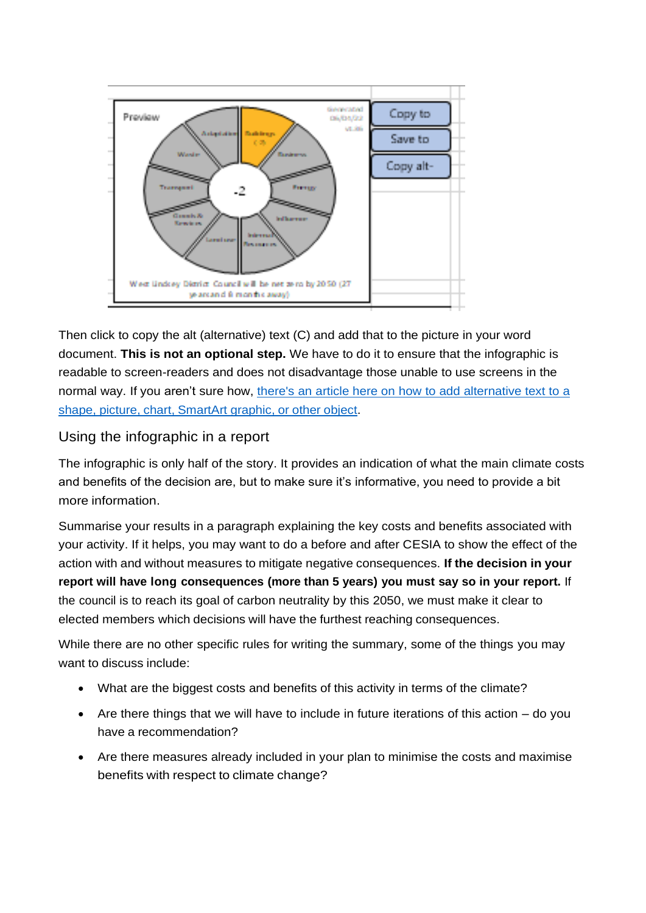Then click to copy the alt (alternative) text (C) and add that to the picture in your word document. **This is not an optional step.** We have to do it to ensure that the infographic is readable to screen-readers and does not disadvantage those unable to use screens in the normal way. If you aren't sure how, there's an article here on how to add alternative text to a shape, picture, chart, SmartArt graphic, or other object.

## Using the infographic in a report

The infographic is only half of the story. It provides an indication of what the main climate costs and benefits of the decision are, but to make sure it's informative, you need to provide a bit more information.

Summarise your results in a paragraph explaining the key costs and benefits associated with your activity. If it helps, you may want to do a before and after CESIA to show the effect of the action with and without measures to mitigate negative consequences. **If the decision in your report will have long consequences (more than 5 years) you must say so in your report.** If the council is to reach its goal of carbon neutrality by this 2050, we must make it clear to elected members which decisions will have the furthest reaching consequences.

While there are no other specific rules for writing the summary, some of the things you may want to discuss include:

- What are the biggest costs and benefits of this activity in terms of the climate?
- Are there things that we will have to include in future iterations of this action – do you have a recommendation?
- Are there measures already included in your plan to minimise the costs and maximise benefits with respect to climate change?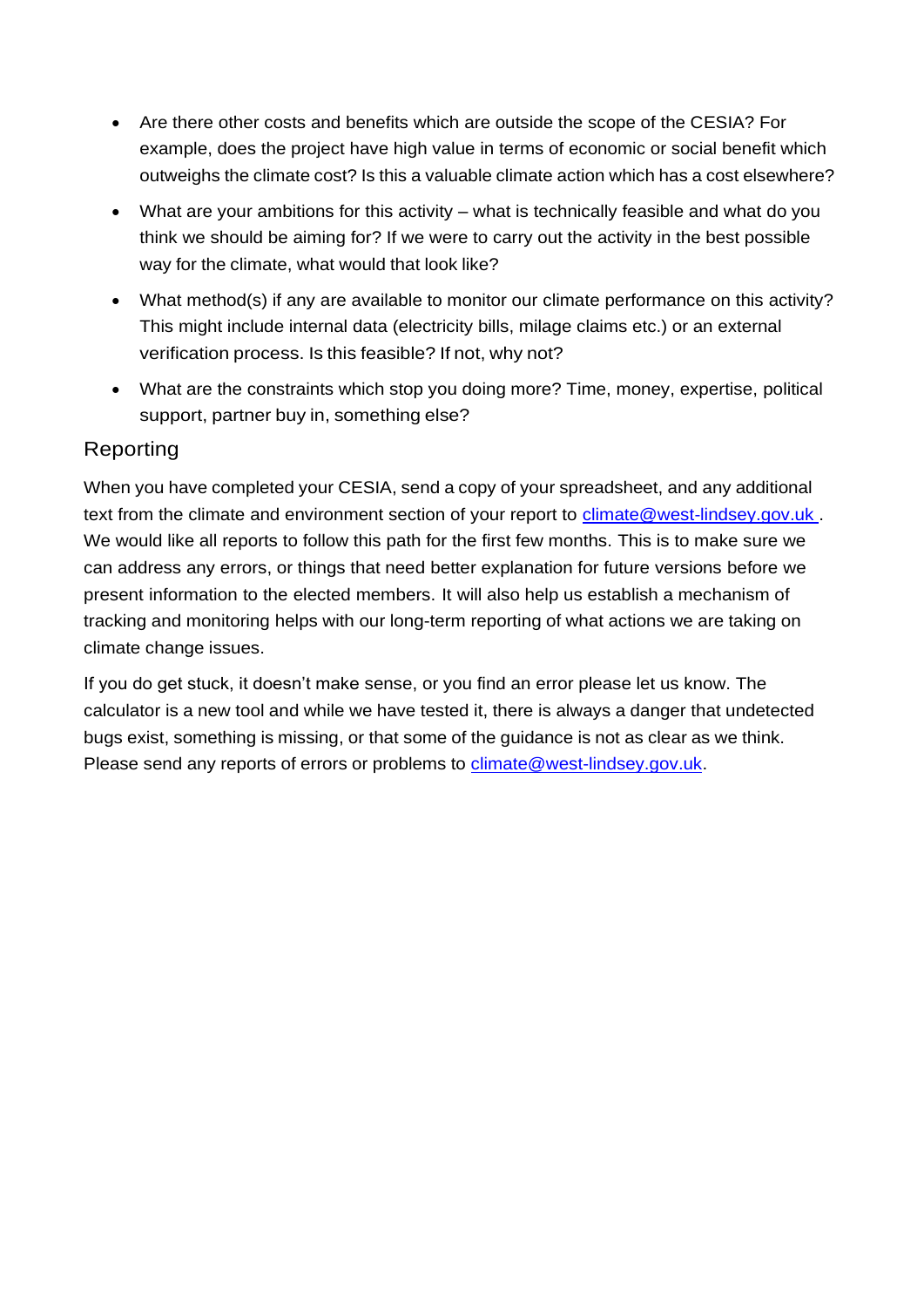- Are there other costs and benefits which are outside the scope of the CESIA? For example, does the project have high value in terms of economic or social benefit which outweighs the climate cost? Is this a valuable climate action which has a cost elsewhere?
- What are your ambitions for this activity – what is technically feasible and what do you think we should be aiming for? If we were to carry out the activity in the best possible way for the climate, what would that look like?
- What method(s) if any are available to monitor our climate performance on this activity? This might include internal data (electricity bills, milage claims etc.) or an external verification process. Is this feasible? If not, why not?
- What are the constraints which stop you doing more? Time, money, expertise, political support, partner buy in, something else?

## Reporting

When you have completed your CESIA, send a copy of your spreadsheet, and any additional text from the climate and environment section of your report to climate@west-lindsey.gov.uk . We would like all reports to follow this path for the first few months. This is to make sure we can address any errors, or things that need better explanation for future versions before we present information to the elected members. It will also help us establish a mechanism of tracking and monitoring helps with our long-term reporting of what actions we are taking on climate change issues.

If you do get stuck, it doesn't make sense, or you find an error please let us know. The calculator is a new tool and while we have tested it, there is always a danger that undetected bugs exist, something is missing, or that some of the guidance is not as clear as we think. Please send any reports of errors or problems to climate@west-lindsey.gov.uk.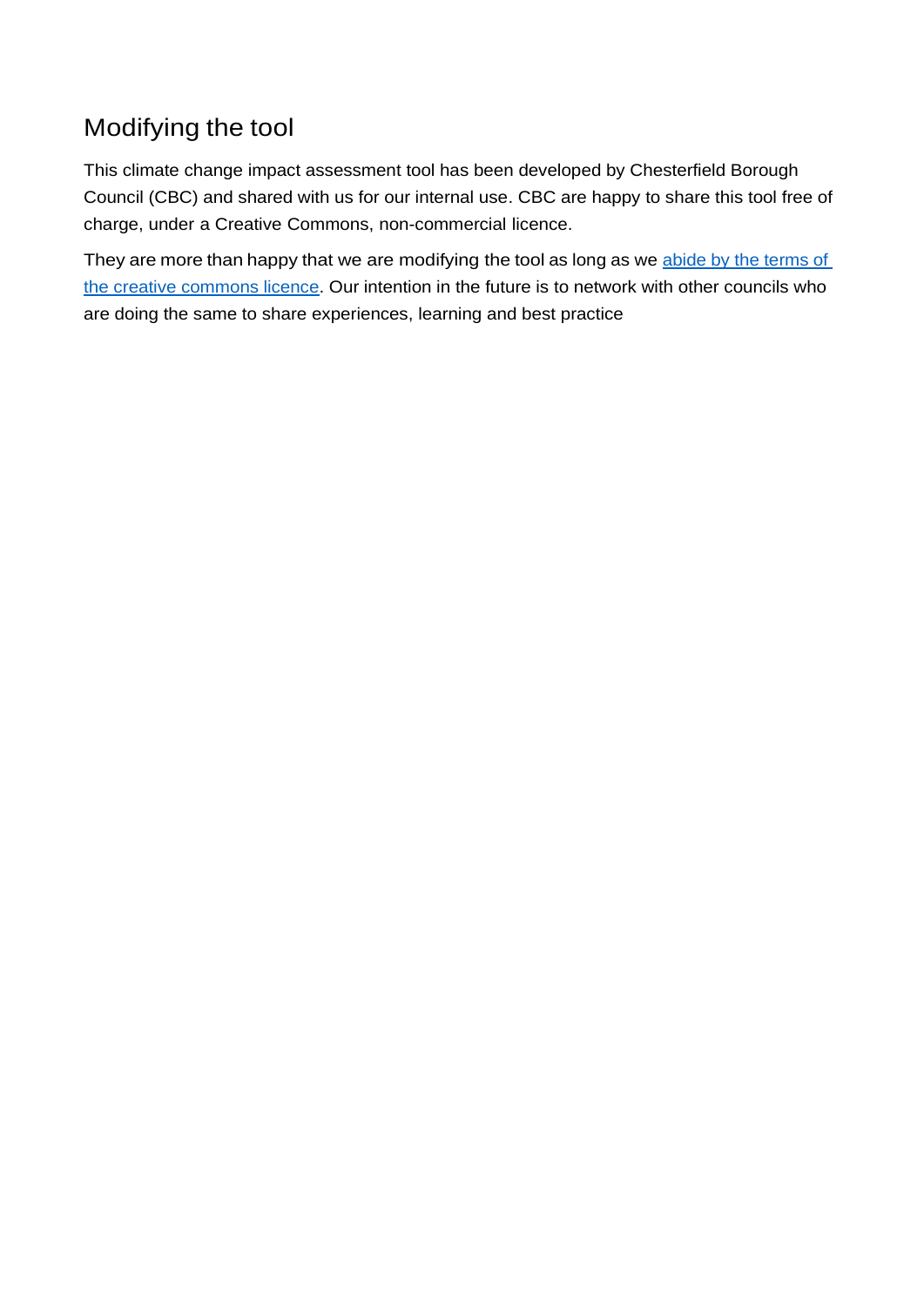## Modifying the tool

This climate change impact assessment tool has been developed by Chesterfield Borough Council (CBC) and shared with us for our internal use. CBC are happy to share this tool free of charge, under a Creative Commons, non-commercial licence.

They are more than happy that we are modifying the tool as long as we abide by the terms of the creative commons licence. Our intention in the future is to network with other councils who are doing the same to share experiences, learning and best practice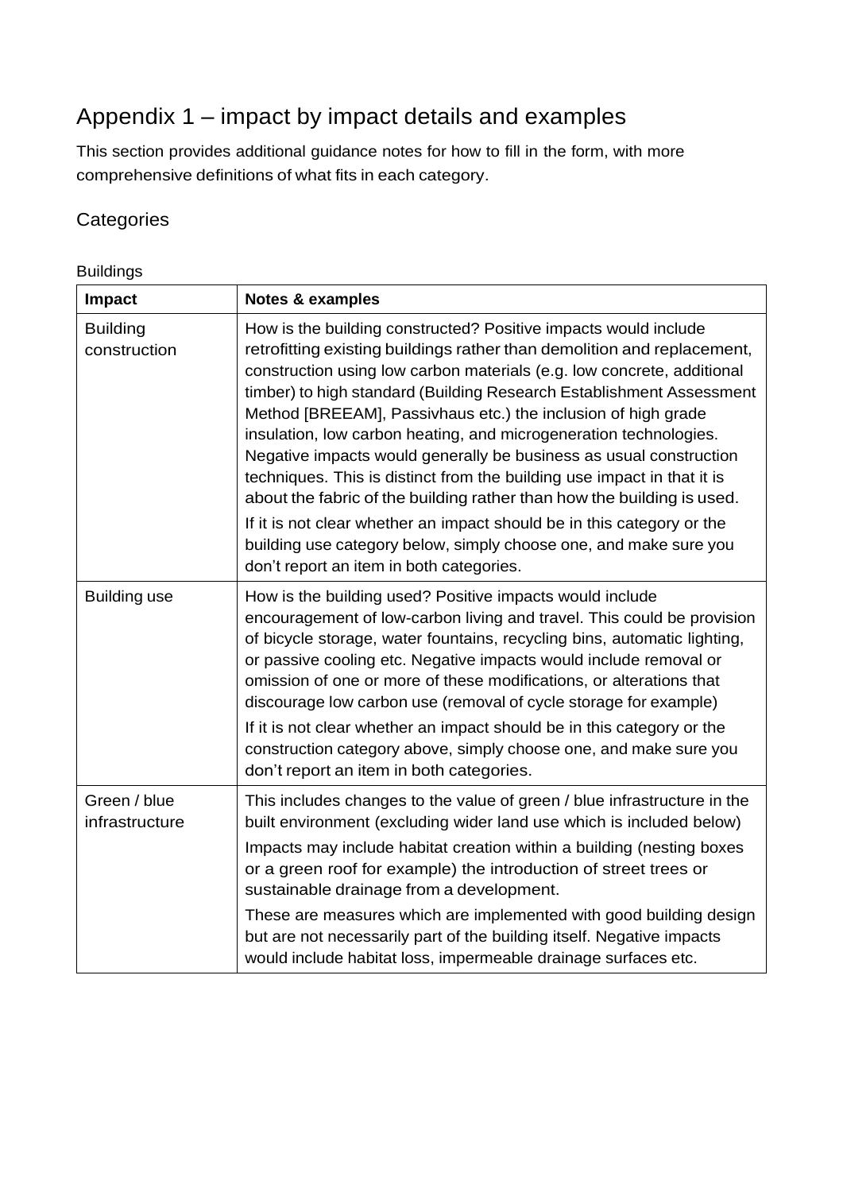# Appendix 1 – impact by impact details and examples

This section provides additional guidance notes for how to fill in the form, with more comprehensive definitions of what fits in each category.

## Categories

Buildings

| Impact | Notes & examples |
|---|---|
| Building construction | How is the building constructed? Positive impacts would include retrofitting existing buildings rather than demolition and replacement, construction using low carbon materials (e.g. low concrete, additional timber) to high standard (Building Research Establishment Assessment Method [BREEAM], Passivhaus etc.) the inclusion of high grade insulation, low carbon heating, and microgeneration technologies. Negative impacts would generally be business as usual construction techniques. This is distinct from the building use impact in that it is about the fabric of the building rather than how the building is used. If it is not clear whether an impact should be in this category or the building use category below, simply choose one, and make sure you don't report an item in both categories. |
| Building use | How is the building used? Positive impacts would include encouragement of low-carbon living and travel. This could be provision of bicycle storage, water fountains, recycling bins, automatic lighting, or passive cooling etc. Negative impacts would include removal or omission of one or more of these modifications, or alterations that discourage low carbon use (removal of cycle storage for example) If it is not clear whether an impact should be in this category or the construction category above, simply choose one, and make sure you don't report an item in both categories. |
| Green / blue infrastructure | This includes changes to the value of green / blue infrastructure in the built environment (excluding wider land use which is included below) Impacts may include habitat creation within a building (nesting boxes or a green roof for example) the introduction of street trees or sustainable drainage from a development. These are measures which are implemented with good building design but are not necessarily part of the building itself. Negative impacts would include habitat loss, impermeable drainage surfaces etc. |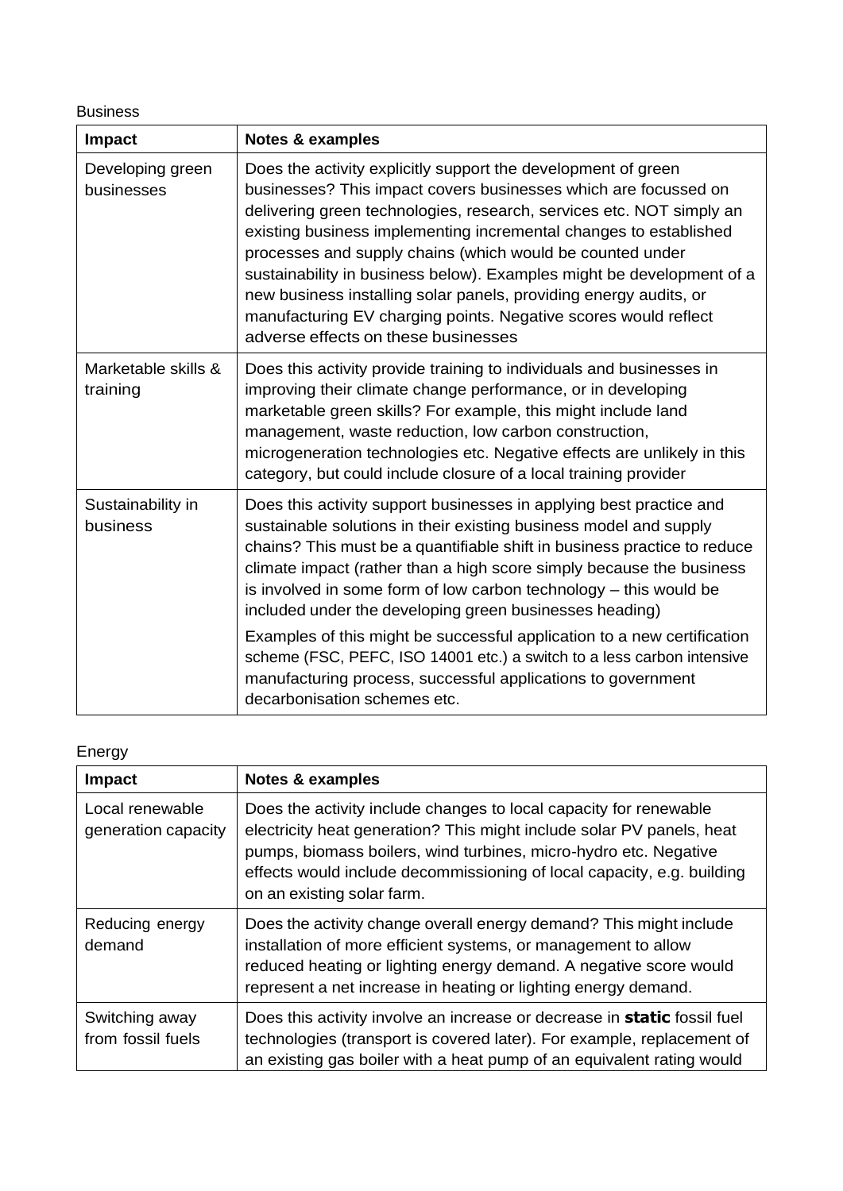Business

| Impact | Notes & examples |
| --- | --- |
| Developing green businesses | Does the activity explicitly support the development of green businesses? This impact covers businesses which are focussed on delivering green technologies, research, services etc. NOT simply an existing business implementing incremental changes to established processes and supply chains (which would be counted under sustainability in business below). Examples might be development of a new business installing solar panels, providing energy audits, or manufacturing EV charging points. Negative scores would reflect adverse effects on these businesses |
| Marketable skills & training | Does this activity provide training to individuals and businesses in improving their climate change performance, or in developing marketable green skills? For example, this might include land management, waste reduction, low carbon construction, microgeneration technologies etc. Negative effects are unlikely in this category, but could include closure of a local training provider |
| Sustainability in business | Does this activity support businesses in applying best practice and sustainable solutions in their existing business model and supply chains? This must be a quantifiable shift in business practice to reduce climate impact (rather than a high score simply because the business is involved in some form of low carbon technology – this would be included under the developing green businesses heading)<br><br>Examples of this might be successful application to a new certification scheme (FSC, PEFC, ISO 14001 etc.) a switch to a less carbon intensive manufacturing process, successful applications to government decarbonisation schemes etc. |

Energy

| Impact | Notes & examples |
| --- | --- |
| Local renewable generation capacity | Does the activity include changes to local capacity for renewable electricity heat generation? This might include solar PV panels, heat pumps, biomass boilers, wind turbines, micro-hydro etc. Negative effects would include decommissioning of local capacity, e.g. building on an existing solar farm. |
| Reducing energy demand | Does the activity change overall energy demand? This might include installation of more efficient systems, or management to allow reduced heating or lighting energy demand. A negative score would represent a net increase in heating or lighting energy demand. |
| Switching away from fossil fuels | Does this activity involve an increase or decrease in **static** fossil fuel technologies (transport is covered later). For example, replacement of an existing gas boiler with a heat pump of an equivalent rating would |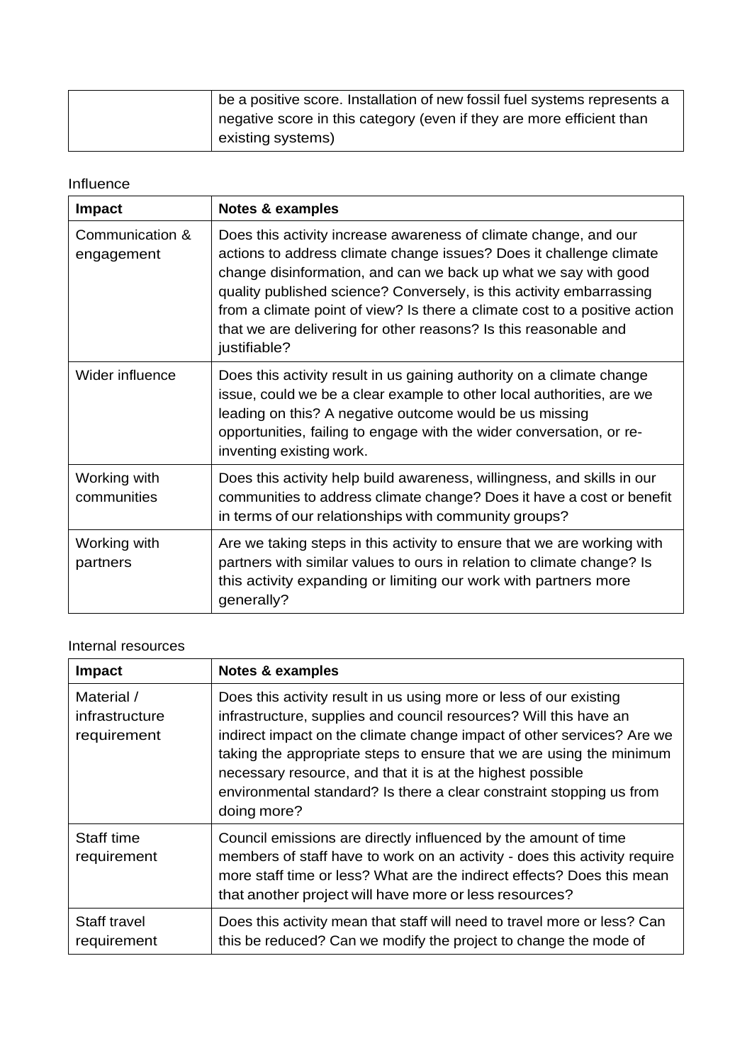| | be a positive score. Installation of new fossil fuel systems represents a negative score in this category (even if they are more efficient than existing systems) |
|---|---|

Influence

| Impact | Notes & examples |
|---|---|
| Communication & engagement | Does this activity increase awareness of climate change, and our actions to address climate change issues? Does it challenge climate change disinformation, and can we back up what we say with good quality published science? Conversely, is this activity embarrassing from a climate point of view? Is there a climate cost to a positive action that we are delivering for other reasons? Is this reasonable and justifiable? |
| Wider influence | Does this activity result in us gaining authority on a climate change issue, could we be a clear example to other local authorities, are we leading on this? A negative outcome would be us missing opportunities, failing to engage with the wider conversation, or re-inventing existing work. |
| Working with communities | Does this activity help build awareness, willingness, and skills in our communities to address climate change? Does it have a cost or benefit in terms of our relationships with community groups? |
| Working with partners | Are we taking steps in this activity to ensure that we are working with partners with similar values to ours in relation to climate change? Is this activity expanding or limiting our work with partners more generally? |

Internal resources

| Impact | Notes & examples |
|---|---|
| Material / infrastructure requirement | Does this activity result in us using more or less of our existing infrastructure, supplies and council resources? Will this have an indirect impact on the climate change impact of other services? Are we taking the appropriate steps to ensure that we are using the minimum necessary resource, and that it is at the highest possible environmental standard? Is there a clear constraint stopping us from doing more? |
| Staff time requirement | Council emissions are directly influenced by the amount of time members of staff have to work on an activity - does this activity require more staff time or less? What are the indirect effects? Does this mean that another project will have more or less resources? |
| Staff travel requirement | Does this activity mean that staff will need to travel more or less? Can this be reduced? Can we modify the project to change the mode of |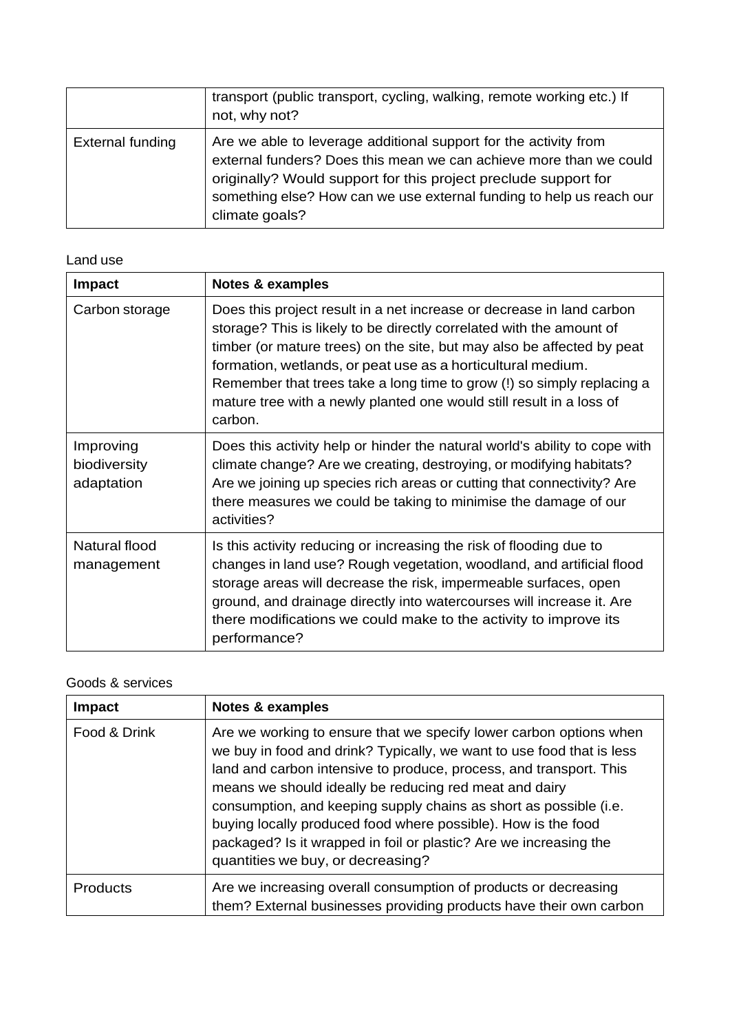|  | transport (public transport, cycling, walking, remote working etc.) If not, why not? |
| --- | --- |
| External funding | Are we able to leverage additional support for the activity from external funders? Does this mean we can achieve more than we could originally? Would support for this project preclude support for something else? How can we use external funding to help us reach our climate goals? |

Land use

| Impact | Notes & examples |
| --- | --- |
| Carbon storage | Does this project result in a net increase or decrease in land carbon storage? This is likely to be directly correlated with the amount of timber (or mature trees) on the site, but may also be affected by peat formation, wetlands, or peat use as a horticultural medium. Remember that trees take a long time to grow (!) so simply replacing a mature tree with a newly planted one would still result in a loss of carbon. |
| Improving biodiversity adaptation | Does this activity help or hinder the natural world's ability to cope with climate change? Are we creating, destroying, or modifying habitats? Are we joining up species rich areas or cutting that connectivity? Are there measures we could be taking to minimise the damage of our activities? |
| Natural flood management | Is this activity reducing or increasing the risk of flooding due to changes in land use? Rough vegetation, woodland, and artificial flood storage areas will decrease the risk, impermeable surfaces, open ground, and drainage directly into watercourses will increase it. Are there modifications we could make to the activity to improve its performance? |

Goods & services

| Impact | Notes & examples |
| --- | --- |
| Food & Drink | Are we working to ensure that we specify lower carbon options when we buy in food and drink? Typically, we want to use food that is less land and carbon intensive to produce, process, and transport. This means we should ideally be reducing red meat and dairy consumption, and keeping supply chains as short as possible (i.e. buying locally produced food where possible). How is the food packaged? Is it wrapped in foil or plastic? Are we increasing the quantities we buy, or decreasing? |
| Products | Are we increasing overall consumption of products or decreasing them? External businesses providing products have their own carbon |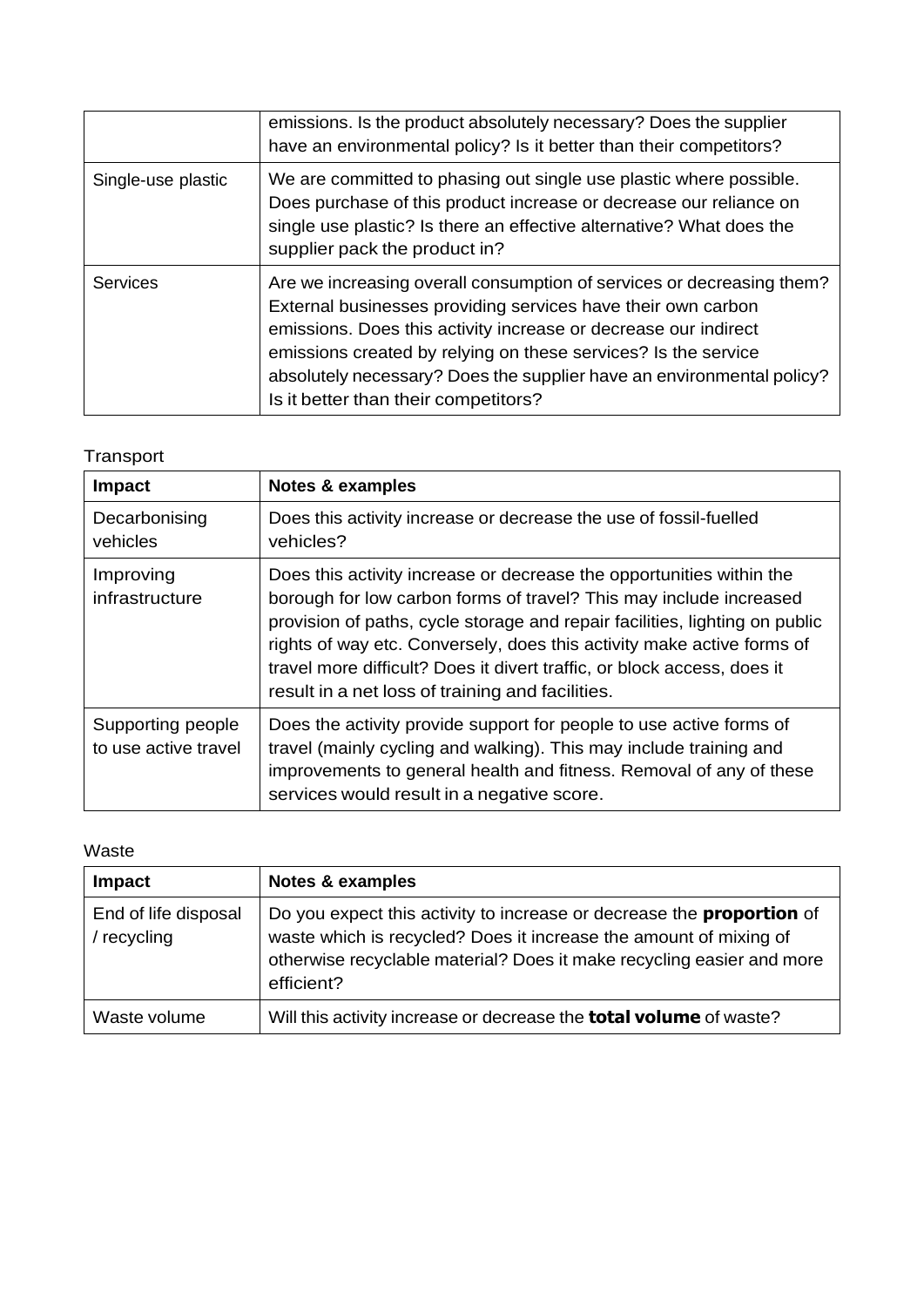| | |
|---|---|
| | emissions. Is the product absolutely necessary? Does the supplier have an environmental policy? Is it better than their competitors? |
| Single-use plastic | We are committed to phasing out single use plastic where possible. Does purchase of this product increase or decrease our reliance on single use plastic? Is there an effective alternative? What does the supplier pack the product in? |
| Services | Are we increasing overall consumption of services or decreasing them? External businesses providing services have their own carbon emissions. Does this activity increase or decrease our indirect emissions created by relying on these services? Is the service absolutely necessary? Does the supplier have an environmental policy? Is it better than their competitors? |

Transport

| Impact | Notes & examples |
|---|---|
| Decarbonising vehicles | Does this activity increase or decrease the use of fossil-fuelled vehicles? |
| Improving infrastructure | Does this activity increase or decrease the opportunities within the borough for low carbon forms of travel? This may include increased provision of paths, cycle storage and repair facilities, lighting on public rights of way etc. Conversely, does this activity make active forms of travel more difficult? Does it divert traffic, or block access, does it result in a net loss of training and facilities. |
| Supporting people to use active travel | Does the activity provide support for people to use active forms of travel (mainly cycling and walking). This may include training and improvements to general health and fitness. Removal of any of these services would result in a negative score. |

Waste

| Impact | Notes & examples |
|---|---|
| End of life disposal / recycling | Do you expect this activity to increase or decrease the **proportion** of waste which is recycled? Does it increase the amount of mixing of otherwise recyclable material? Does it make recycling easier and more efficient? |
| Waste volume | Will this activity increase or decrease the **total volume** of waste? |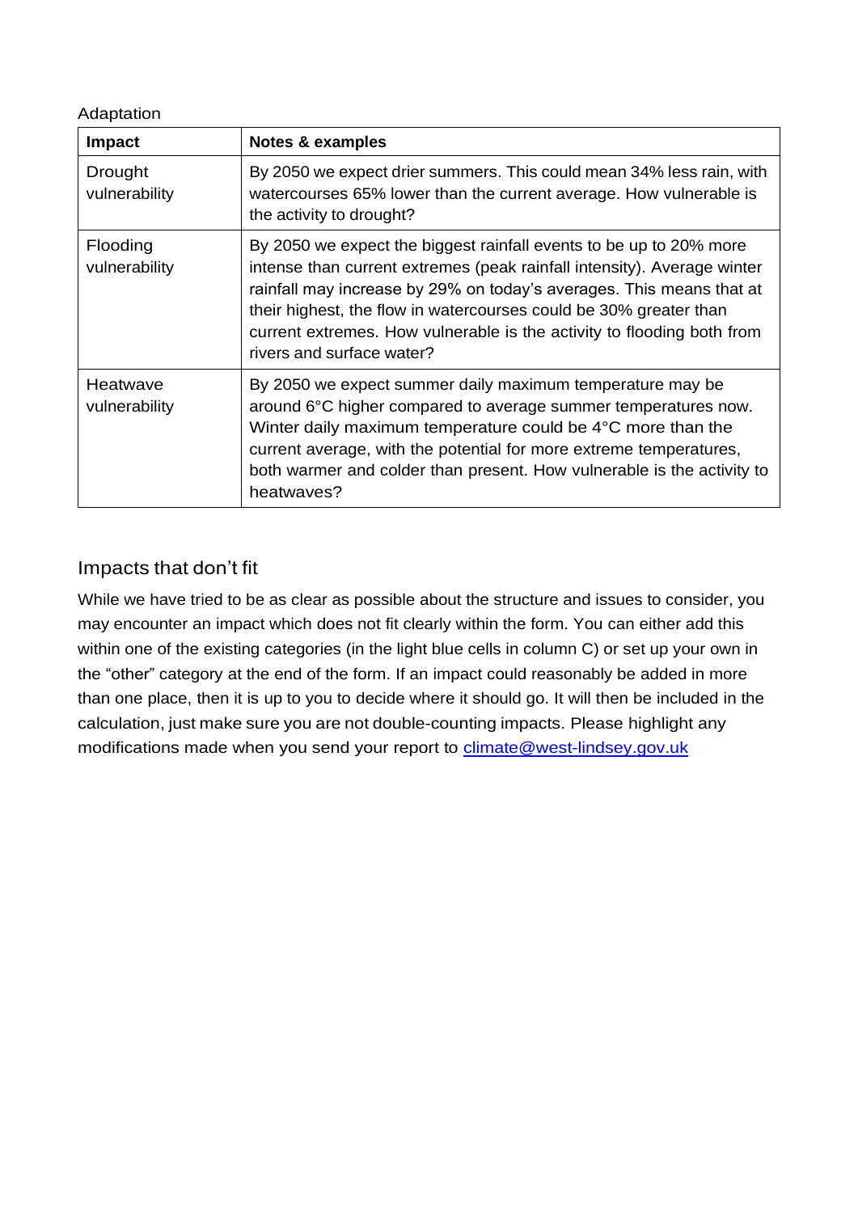Adaptation

| Impact | Notes & examples |
|---|---|
| Drought vulnerability | By 2050 we expect drier summers. This could mean 34% less rain, with watercourses 65% lower than the current average. How vulnerable is the activity to drought? |
| Flooding vulnerability | By 2050 we expect the biggest rainfall events to be up to 20% more intense than current extremes (peak rainfall intensity). Average winter rainfall may increase by 29% on today's averages. This means that at their highest, the flow in watercourses could be 30% greater than current extremes. How vulnerable is the activity to flooding both from rivers and surface water? |
| Heatwave vulnerability | By 2050 we expect summer daily maximum temperature may be around 6°C higher compared to average summer temperatures now. Winter daily maximum temperature could be 4°C more than the current average, with the potential for more extreme temperatures, both warmer and colder than present. How vulnerable is the activity to heatwaves? |

## Impacts that don't fit

While we have tried to be as clear as possible about the structure and issues to consider, you may encounter an impact which does not fit clearly within the form. You can either add this within one of the existing categories (in the light blue cells in column C) or set up your own in the "other" category at the end of the form. If an impact could reasonably be added in more than one place, then it is up to you to decide where it should go. It will then be included in the calculation, just make sure you are not double-counting impacts. Please highlight any modifications made when you send your report to climate@west-lindsey.gov.uk